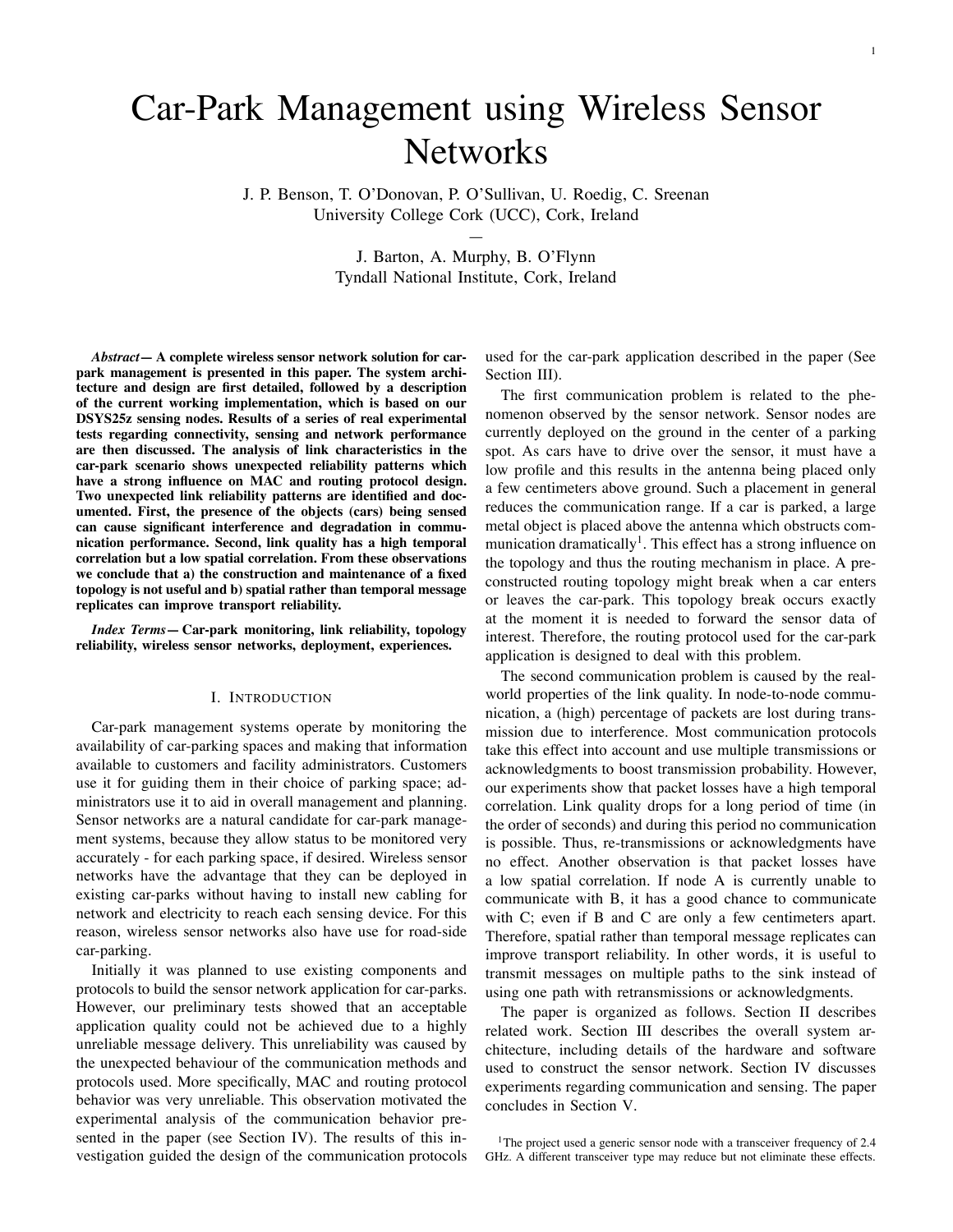# Car-Park Management using Wireless Sensor Networks

J. P. Benson, T. O'Donovan, P. O'Sullivan, U. Roedig, C. Sreenan
University College Cork (UCC), Cork, Ireland

—

J. Barton, A. Murphy, B. O'Flynn
Tyndall National Institute, Cork, Ireland

***Abstract*— A complete wireless sensor network solution for car-park management is presented in this paper. The system architecture and design are first detailed, followed by a description of the current working implementation, which is based on our DSYS25z sensing nodes. Results of a series of real experimental tests regarding connectivity, sensing and network performance are then discussed. The analysis of link characteristics in the car-park scenario shows unexpected reliability patterns which have a strong influence on MAC and routing protocol design. Two unexpected link reliability patterns are identified and documented. First, the presence of the objects (cars) being sensed can cause significant interference and degradation in communication performance. Second, link quality has a high temporal correlation but a low spatial correlation. From these observations we conclude that a) the construction and maintenance of a fixed topology is not useful and b) spatial rather than temporal message replicates can improve transport reliability.**

***Index Terms*— Car-park monitoring, link reliability, topology reliability, wireless sensor networks, deployment, experiences.**

## I. Introduction

Car-park management systems operate by monitoring the availability of car-parking spaces and making that information available to customers and facility administrators. Customers use it for guiding them in their choice of parking space; administrators use it to aid in overall management and planning. Sensor networks are a natural candidate for car-park management systems, because they allow status to be monitored very accurately - for each parking space, if desired. Wireless sensor networks have the advantage that they can be deployed in existing car-parks without having to install new cabling for network and electricity to reach each sensing device. For this reason, wireless sensor networks also have use for road-side car-parking.

Initially it was planned to use existing components and protocols to build the sensor network application for car-parks. However, our preliminary tests showed that an acceptable application quality could not be achieved due to a highly unreliable message delivery. This unreliability was caused by the unexpected behaviour of the communication methods and protocols used. More specifically, MAC and routing protocol behavior was very unreliable. This observation motivated the experimental analysis of the communication behavior presented in the paper (see Section IV). The results of this investigation guided the design of the communication protocols used for the car-park application described in the paper (See Section III).

The first communication problem is related to the phenomenon observed by the sensor network. Sensor nodes are currently deployed on the ground in the center of a parking spot. As cars have to drive over the sensor, it must have a low profile and this results in the antenna being placed only a few centimeters above ground. Such a placement in general reduces the communication range. If a car is parked, a large metal object is placed above the antenna which obstructs communication dramatically[1]. This effect has a strong influence on the topology and thus the routing mechanism in place. A pre-constructed routing topology might break when a car enters or leaves the car-park. This topology break occurs exactly at the moment it is needed to forward the sensor data of interest. Therefore, the routing protocol used for the car-park application is designed to deal with this problem.

The second communication problem is caused by the real-world properties of the link quality. In node-to-node communication, a (high) percentage of packets are lost during transmission due to interference. Most communication protocols take this effect into account and use multiple transmissions or acknowledgments to boost transmission probability. However, our experiments show that packet losses have a high temporal correlation. Link quality drops for a long period of time (in the order of seconds) and during this period no communication is possible. Thus, re-transmissions or acknowledgments have no effect. Another observation is that packet losses have a low spatial correlation. If node A is currently unable to communicate with B, it has a good chance to communicate with C; even if B and C are only a few centimeters apart. Therefore, spatial rather than temporal message replicates can improve transport reliability. In other words, it is useful to transmit messages on multiple paths to the sink instead of using one path with retransmissions or acknowledgments.

The paper is organized as follows. Section II describes related work. Section III describes the overall system architecture, including details of the hardware and software used to construct the sensor network. Section IV discusses experiments regarding communication and sensing. The paper concludes in Section V.

[1] The project used a generic sensor node with a transceiver frequency of 2.4 GHz. A different transceiver type may reduce but not eliminate these effects.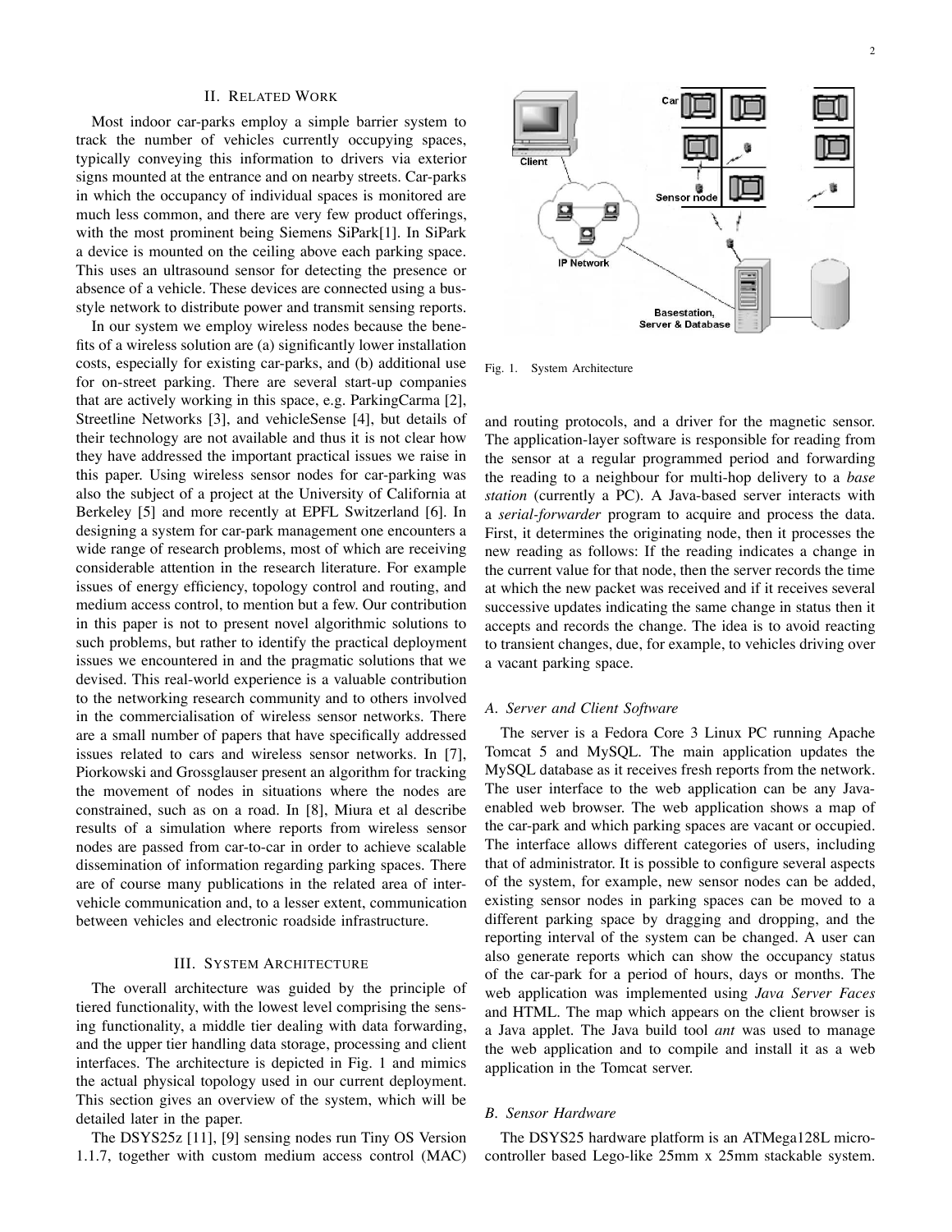## II. Related Work

Most indoor car-parks employ a simple barrier system to track the number of vehicles currently occupying spaces, typically conveying this information to drivers via exterior signs mounted at the entrance and on nearby streets. Car-parks in which the occupancy of individual spaces is monitored are much less common, and there are very few product offerings, with the most prominent being Siemens SiPark[1]. In SiPark a device is mounted on the ceiling above each parking space. This uses an ultrasound sensor for detecting the presence or absence of a vehicle. These devices are connected using a bus-style network to distribute power and transmit sensing reports.

In our system we employ wireless nodes because the benefits of a wireless solution are (a) significantly lower installation costs, especially for existing car-parks, and (b) additional use for on-street parking. There are several start-up companies that are actively working in this space, e.g. ParkingCarma [2], Streetline Networks [3], and vehicleSense [4], but details of their technology are not available and thus it is not clear how they have addressed the important practical issues we raise in this paper. Using wireless sensor nodes for car-parking was also the subject of a project at the University of California at Berkeley [5] and more recently at EPFL Switzerland [6]. In designing a system for car-park management one encounters a wide range of research problems, most of which are receiving considerable attention in the research literature. For example issues of energy efficiency, topology control and routing, and medium access control, to mention but a few. Our contribution in this paper is not to present novel algorithmic solutions to such problems, but rather to identify the practical deployment issues we encountered in and the pragmatic solutions that we devised. This real-world experience is a valuable contribution to the networking research community and to others involved in the commercialisation of wireless sensor networks. There are a small number of papers that have specifically addressed issues related to cars and wireless sensor networks. In [7], Piorkowski and Grossglauser present an algorithm for tracking the movement of nodes in situations where the nodes are constrained, such as on a road. In [8], Miura et al describe results of a simulation where reports from wireless sensor nodes are passed from car-to-car in order to achieve scalable dissemination of information regarding parking spaces. There are of course many publications in the related area of inter-vehicle communication and, to a lesser extent, communication between vehicles and electronic roadside infrastructure.

## III. System Architecture

The overall architecture was guided by the principle of tiered functionality, with the lowest level comprising the sensing functionality, a middle tier dealing with data forwarding, and the upper tier handling data storage, processing and client interfaces. The architecture is depicted in Fig. 1 and mimics the actual physical topology used in our current deployment. This section gives an overview of the system, which will be detailed later in the paper.

The DSYS25z [11], [9] sensing nodes run Tiny OS Version 1.1.7, together with custom medium access control (MAC) and routing protocols, and a driver for the magnetic sensor. The application-layer software is responsible for reading from the sensor at a regular programmed period and forwarding the reading to a neighbour for multi-hop delivery to a *base station* (currently a PC). A Java-based server interacts with a *serial-forwarder* program to acquire and process the data. First, it determines the originating node, then it processes the new reading as follows: If the reading indicates a change in the current value for that node, then the server records the time at which the new packet was received and if it receives several successive updates indicating the same change in status then it accepts and records the change. The idea is to avoid reacting to transient changes, due, for example, to vehicles driving over a vacant parking space.

Fig. 1. System Architecture

### A. Server and Client Software

The server is a Fedora Core 3 Linux PC running Apache Tomcat 5 and MySQL. The main application updates the MySQL database as it receives fresh reports from the network. The user interface to the web application can be any Java-enabled web browser. The web application shows a map of the car-park and which parking spaces are vacant or occupied. The interface allows different categories of users, including that of administrator. It is possible to configure several aspects of the system, for example, new sensor nodes can be added, existing sensor nodes in parking spaces can be moved to a different parking space by dragging and dropping, and the reporting interval of the system can be changed. A user can also generate reports which can show the occupancy status of the car-park for a period of hours, days or months. The web application was implemented using *Java Server Faces* and HTML. The map which appears on the client browser is a Java applet. The Java build tool *ant* was used to manage the web application and to compile and install it as a web application in the Tomcat server.

### B. Sensor Hardware

The DSYS25 hardware platform is an ATMega128L micro-controller based Lego-like 25mm x 25mm stackable system.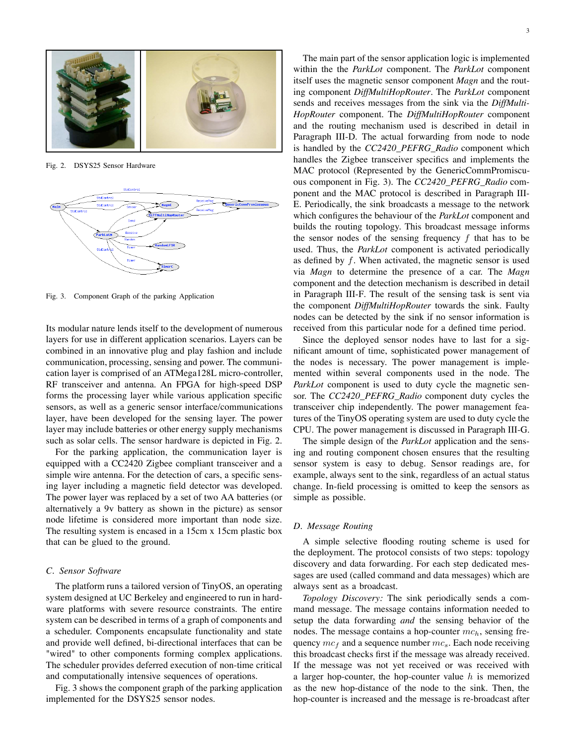Fig. 2. DSYS25 Sensor Hardware

Fig. 3. Component Graph of the parking Application

Its modular nature lends itself to the development of numerous layers for use in different application scenarios. Layers can be combined in an innovative plug and play fashion and include communication, processing, sensing and power. The communication layer is comprised of an ATMega128L micro-controller, RF transceiver and antenna. An FPGA for high-speed DSP forms the processing layer while various application specific sensors, as well as a generic sensor interface/communications layer, have been developed for the sensing layer. The power layer may include batteries or other energy supply mechanisms such as solar cells. The sensor hardware is depicted in Fig. 2.

For the parking application, the communication layer is equipped with a CC2420 Zigbee compliant transceiver and a simple wire antenna. For the detection of cars, a specific sensing layer including a magnetic field detector was developed. The power layer was replaced by a set of two AA batteries (or alternatively a 9v battery as shown in the picture) as sensor node lifetime is considered more important than node size. The resulting system is encased in a 15cm x 15cm plastic box that can be glued to the ground.

### C. Sensor Software

The platform runs a tailored version of TinyOS, an operating system designed at UC Berkeley and engineered to run in hardware platforms with severe resource constraints. The entire system can be described in terms of a graph of components and a scheduler. Components encapsulate functionality and state and provide well defined, bi-directional interfaces that can be "wired" to other components forming complex applications. The scheduler provides deferred execution of non-time critical and computationally intensive sequences of operations.

Fig. 3 shows the component graph of the parking application implemented for the DSYS25 sensor nodes.

The main part of the sensor application logic is implemented within the the *ParkLot* component. The *ParkLot* component itself uses the magnetic sensor component *Magn* and the routing component *DiffMultiHopRouter*. The *ParkLot* component sends and receives messages from the sink via the *DiffMultiHopRouter* component. The *DiffMultiHopRouter* component and the routing mechanism used is described in detail in Paragraph III-D. The actual forwarding from node to node is handled by the *CC2420_PEFRG_Radio* component which handles the Zigbee transceiver specifics and implements the MAC protocol (Represented by the GenericCommPromiscuous component in Fig. 3). The *CC2420_PEFRG_Radio* component and the MAC protocol is described in Paragraph III-E. Periodically, the sink broadcasts a message to the network which configures the behaviour of the *ParkLot* component and builds the routing topology. This broadcast message informs the sensor nodes of the sensing frequency $f$ that has to be used. Thus, the *ParkLot* component is activated periodically as defined by $f$. When activated, the magnetic sensor is used via *Magn* to determine the presence of a car. The *Magn* component and the detection mechanism is described in detail in Paragraph III-F. The result of the sensing task is sent via the component *DiffMultiHopRouter* towards the sink. Faulty nodes can be detected by the sink if no sensor information is received from this particular node for a defined time period.

Since the deployed sensor nodes have to last for a significant amount of time, sophisticated power management of the nodes is necessary. The power management is implemented within several components used in the node. The *ParkLot* component is used to duty cycle the magnetic sensor. The *CC2420_PEFRG_Radio* component duty cycles the transceiver chip independently. The power management features of the TinyOS operating system are used to duty cycle the CPU. The power management is discussed in Paragraph III-G.

The simple design of the *ParkLot* application and the sensing and routing component chosen ensures that the resulting sensor system is easy to debug. Sensor readings are, for example, always sent to the sink, regardless of an actual status change. In-field processing is omitted to keep the sensors as simple as possible.

### D. Message Routing

A simple selective flooding routing scheme is used for the deployment. The protocol consists of two steps: topology discovery and data forwarding. For each step dedicated messages are used (called command and data messages) which are always sent as a broadcast.

*Topology Discovery:* The sink periodically sends a command message. The message contains information needed to setup the data forwarding *and* the sensing behavior of the nodes. The message contains a hop-counter $mc_h$, sensing frequency $mc_f$ and a sequence number $mc_s$. Each node receiving this broadcast checks first if the message was already received. If the message was not yet received or was received with a larger hop-counter, the hop-counter value $h$ is memorized as the new hop-distance of the node to the sink. Then, the hop-counter is increased and the message is re-broadcast after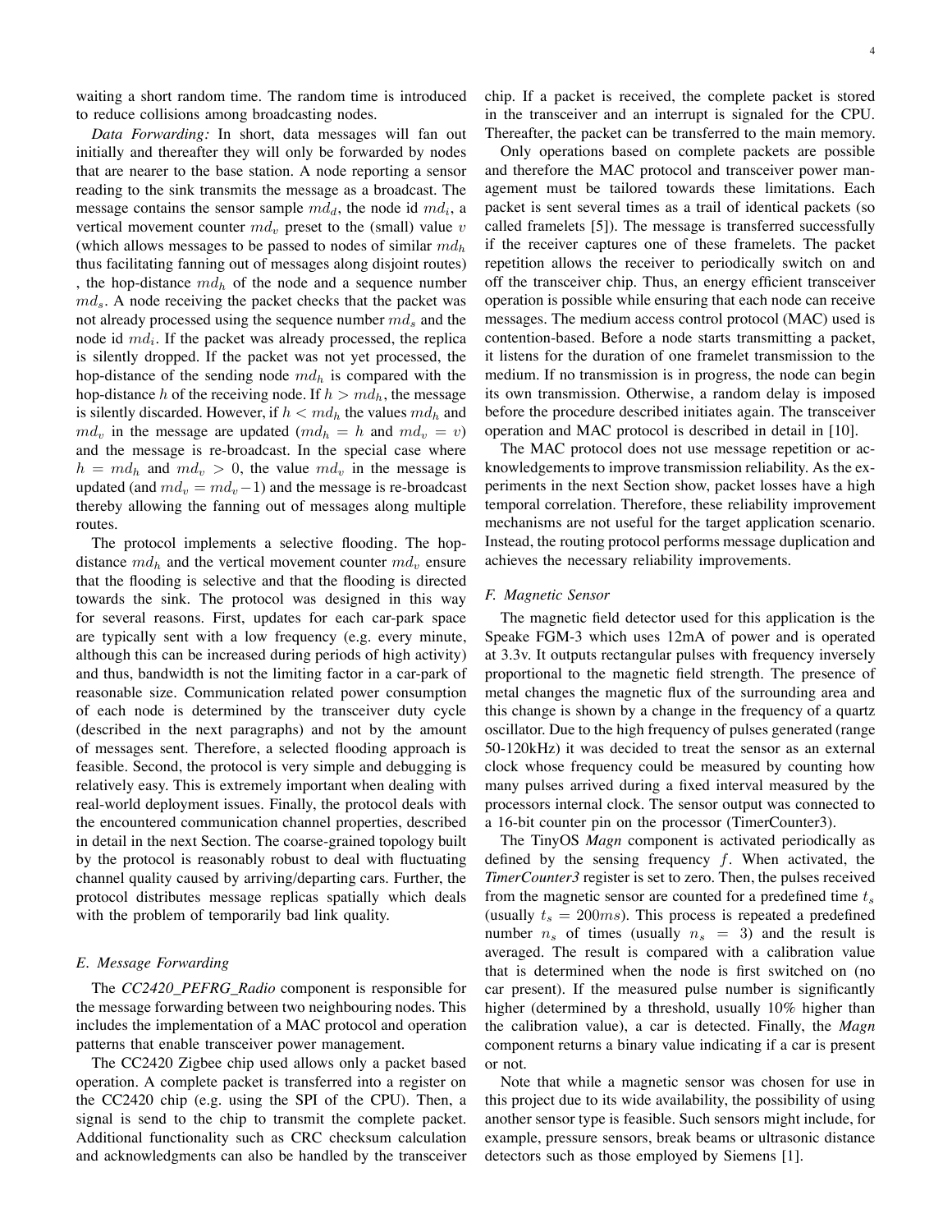waiting a short random time. The random time is introduced to reduce collisions among broadcasting nodes.

*Data Forwarding:* In short, data messages will fan out initially and thereafter they will only be forwarded by nodes that are nearer to the base station. A node reporting a sensor reading to the sink transmits the message as a broadcast. The message contains the sensor sample $md_d$, the node id $md_i$, a vertical movement counter $md_v$ preset to the (small) value $v$ (which allows messages to be passed to nodes of similar $md_h$ thus facilitating fanning out of messages along disjoint routes) , the hop-distance $md_h$ of the node and a sequence number $md_s$. A node receiving the packet checks that the packet was not already processed using the sequence number $md_s$ and the node id $md_i$. If the packet was already processed, the replica is silently dropped. If the packet was not yet processed, the hop-distance of the sending node $md_h$ is compared with the hop-distance $h$ of the receiving node. If $h > md_h$, the message is silently discarded. However, if $h < md_h$ the values $md_h$ and $md_v$ in the message are updated ($md_h = h$ and $md_v = v$) and the message is re-broadcast. In the special case where $h = md_h$ and $md_v > 0$, the value $md_v$ in the message is updated (and $md_v = md_v - 1$) and the message is re-broadcast thereby allowing the fanning out of messages along multiple routes.

The protocol implements a selective flooding. The hop-distance $md_h$ and the vertical movement counter $md_v$ ensure that the flooding is selective and that the flooding is directed towards the sink. The protocol was designed in this way for several reasons. First, updates for each car-park space are typically sent with a low frequency (e.g. every minute, although this can be increased during periods of high activity) and thus, bandwidth is not the limiting factor in a car-park of reasonable size. Communication related power consumption of each node is determined by the transceiver duty cycle (described in the next paragraphs) and not by the amount of messages sent. Therefore, a selected flooding approach is feasible. Second, the protocol is very simple and debugging is relatively easy. This is extremely important when dealing with real-world deployment issues. Finally, the protocol deals with the encountered communication channel properties, described in detail in the next Section. The coarse-grained topology built by the protocol is reasonably robust to deal with fluctuating channel quality caused by arriving/departing cars. Further, the protocol distributes message replicas spatially which deals with the problem of temporarily bad link quality.

### E. Message Forwarding

The *CC2420_PEFRG_Radio* component is responsible for the message forwarding between two neighbouring nodes. This includes the implementation of a MAC protocol and operation patterns that enable transceiver power management.

The CC2420 Zigbee chip used allows only a packet based operation. A complete packet is transferred into a register on the CC2420 chip (e.g. using the SPI of the CPU). Then, a signal is send to the chip to transmit the complete packet. Additional functionality such as CRC checksum calculation and acknowledgments can also be handled by the transceiver chip. If a packet is received, the complete packet is stored in the transceiver and an interrupt is signaled for the CPU. Thereafter, the packet can be transferred to the main memory.

Only operations based on complete packets are possible and therefore the MAC protocol and transceiver power management must be tailored towards these limitations. Each packet is sent several times as a trail of identical packets (so called framelets [5]). The message is transferred successfully if the receiver captures one of these framelets. The packet repetition allows the receiver to periodically switch on and off the transceiver chip. Thus, an energy efficient transceiver operation is possible while ensuring that each node can receive messages. The medium access control protocol (MAC) used is contention-based. Before a node starts transmitting a packet, it listens for the duration of one framelet transmission to the medium. If no transmission is in progress, the node can begin its own transmission. Otherwise, a random delay is imposed before the procedure described initiates again. The transceiver operation and MAC protocol is described in detail in [10].

The MAC protocol does not use message repetition or acknowledgements to improve transmission reliability. As the experiments in the next Section show, packet losses have a high temporal correlation. Therefore, these reliability improvement mechanisms are not useful for the target application scenario. Instead, the routing protocol performs message duplication and achieves the necessary reliability improvements.

### F. Magnetic Sensor

The magnetic field detector used for this application is the Speake FGM-3 which uses 12mA of power and is operated at 3.3v. It outputs rectangular pulses with frequency inversely proportional to the magnetic field strength. The presence of metal changes the magnetic flux of the surrounding area and this change is shown by a change in the frequency of a quartz oscillator. Due to the high frequency of pulses generated (range 50-120kHz) it was decided to treat the sensor as an external clock whose frequency could be measured by counting how many pulses arrived during a fixed interval measured by the processors internal clock. The sensor output was connected to a 16-bit counter pin on the processor (TimerCounter3).

The TinyOS *Magn* component is activated periodically as defined by the sensing frequency $f$. When activated, the *TimerCounter3* register is set to zero. Then, the pulses received from the magnetic sensor are counted for a predefined time $t_s$ (usually $t_s = 200ms$). This process is repeated a predefined number $n_s$ of times (usually $n_s = 3$) and the result is averaged. The result is compared with a calibration value that is determined when the node is first switched on (no car present). If the measured pulse number is significantly higher (determined by a threshold, usually 10% higher than the calibration value), a car is detected. Finally, the *Magn* component returns a binary value indicating if a car is present or not.

Note that while a magnetic sensor was chosen for use in this project due to its wide availability, the possibility of using another sensor type is feasible. Such sensors might include, for example, pressure sensors, break beams or ultrasonic distance detectors such as those employed by Siemens [1].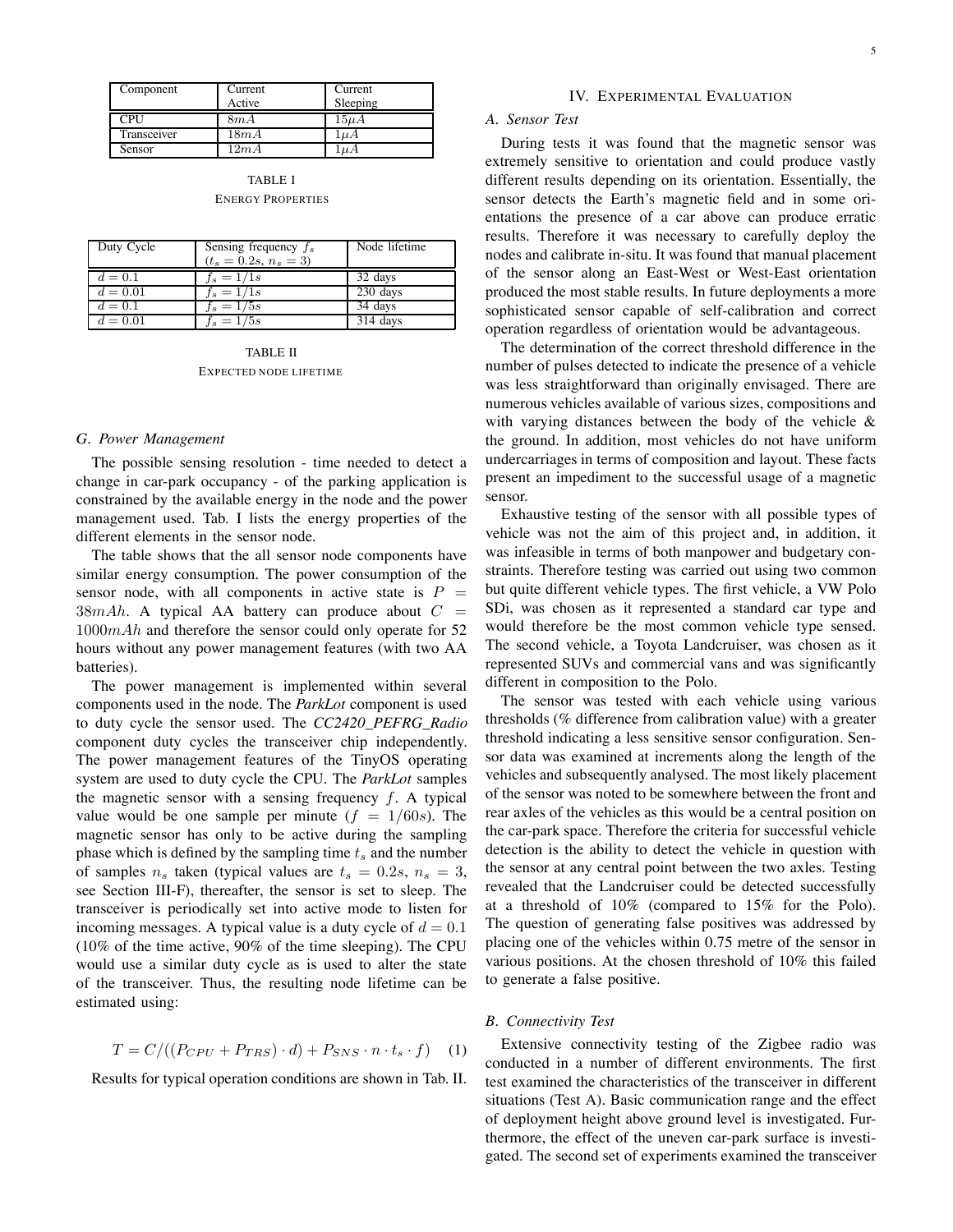| Component | Current Active | Current Sleeping |
|---|---|---|
| CPU | $8mA$ | $15\mu A$ |
| Transceiver | $18mA$ | $1\mu A$ |
| Sensor | $12mA$ | $1\mu A$ |

TABLE I
ENERGY PROPERTIES

| Duty Cycle | Sensing frequency $f_s$ ($t_s = 0.2s$, $n_s = 3$) | Node lifetime |
|---|---|---|
| $d = 0.1$ | $f_s = 1/1s$ | 32 days |
| $d = 0.01$ | $f_s = 1/1s$ | 230 days |
| $d = 0.1$ | $f_s = 1/5s$ | 34 days |
| $d = 0.01$ | $f_s = 1/5s$ | 314 days |

TABLE II
EXPECTED NODE LIFETIME

### G. Power Management

The possible sensing resolution - time needed to detect a change in car-park occupancy - of the parking application is constrained by the available energy in the node and the power management used. Tab. I lists the energy properties of the different elements in the sensor node.

The table shows that the all sensor node components have similar energy consumption. The power consumption of the sensor node, with all components in active state is $P = 38mAh$. A typical AA battery can produce about $C = 1000mAh$ and therefore the sensor could only operate for 52 hours without any power management features (with two AA batteries).

The power management is implemented within several components used in the node. The *ParkLot* component is used to duty cycle the sensor used. The *CC2420_PEFRG_Radio* component duty cycles the transceiver chip independently. The power management features of the TinyOS operating system are used to duty cycle the CPU. The *ParkLot* samples the magnetic sensor with a sensing frequency $f$. A typical value would be one sample per minute ($f = 1/60s$). The magnetic sensor has only to be active during the sampling phase which is defined by the sampling time $t_s$ and the number of samples $n_s$ taken (typical values are $t_s = 0.2s$, $n_s = 3$, see Section III-F), thereafter, the sensor is set to sleep. The transceiver is periodically set into active mode to listen for incoming messages. A typical value is a duty cycle of $d = 0.1$ (10% of the time active, 90% of the time sleeping). The CPU would use a similar duty cycle as is used to alter the state of the transceiver. Thus, the resulting node lifetime can be estimated using:

$$T = C/((P_{CPU} + P_{TRS}) \cdot d) + P_{SNS} \cdot n \cdot t_s \cdot f) \quad (1)$$

Results for typical operation conditions are shown in Tab. II.

## IV. Experimental Evaluation

### A. Sensor Test

During tests it was found that the magnetic sensor was extremely sensitive to orientation and could produce vastly different results depending on its orientation. Essentially, the sensor detects the Earth's magnetic field and in some orientations the presence of a car above can produce erratic results. Therefore it was necessary to carefully deploy the nodes and calibrate in-situ. It was found that manual placement of the sensor along an East-West or West-East orientation produced the most stable results. In future deployments a more sophisticated sensor capable of self-calibration and correct operation regardless of orientation would be advantageous.

The determination of the correct threshold difference in the number of pulses detected to indicate the presence of a vehicle was less straightforward than originally envisaged. There are numerous vehicles available of various sizes, compositions and with varying distances between the body of the vehicle & the ground. In addition, most vehicles do not have uniform undercarriages in terms of composition and layout. These facts present an impediment to the successful usage of a magnetic sensor.

Exhaustive testing of the sensor with all possible types of vehicle was not the aim of this project and, in addition, it was infeasible in terms of both manpower and budgetary constraints. Therefore testing was carried out using two common but quite different vehicle types. The first vehicle, a VW Polo SDi, was chosen as it represented a standard car type and would therefore be the most common vehicle type sensed. The second vehicle, a Toyota Landcruiser, was chosen as it represented SUVs and commercial vans and was significantly different in composition to the Polo.

The sensor was tested with each vehicle using various thresholds (% difference from calibration value) with a greater threshold indicating a less sensitive sensor configuration. Sensor data was examined at increments along the length of the vehicles and subsequently analysed. The most likely placement of the sensor was noted to be somewhere between the front and rear axles of the vehicles as this would be a central position on the car-park space. Therefore the criteria for successful vehicle detection is the ability to detect the vehicle in question with the sensor at any central point between the two axles. Testing revealed that the Landcruiser could be detected successfully at a threshold of 10% (compared to 15% for the Polo). The question of generating false positives was addressed by placing one of the vehicles within 0.75 metre of the sensor in various positions. At the chosen threshold of 10% this failed to generate a false positive.

### B. Connectivity Test

Extensive connectivity testing of the Zigbee radio was conducted in a number of different environments. The first test examined the characteristics of the transceiver in different situations (Test A). Basic communication range and the effect of deployment height above ground level is investigated. Furthermore, the effect of the uneven car-park surface is investigated. The second set of experiments examined the transceiver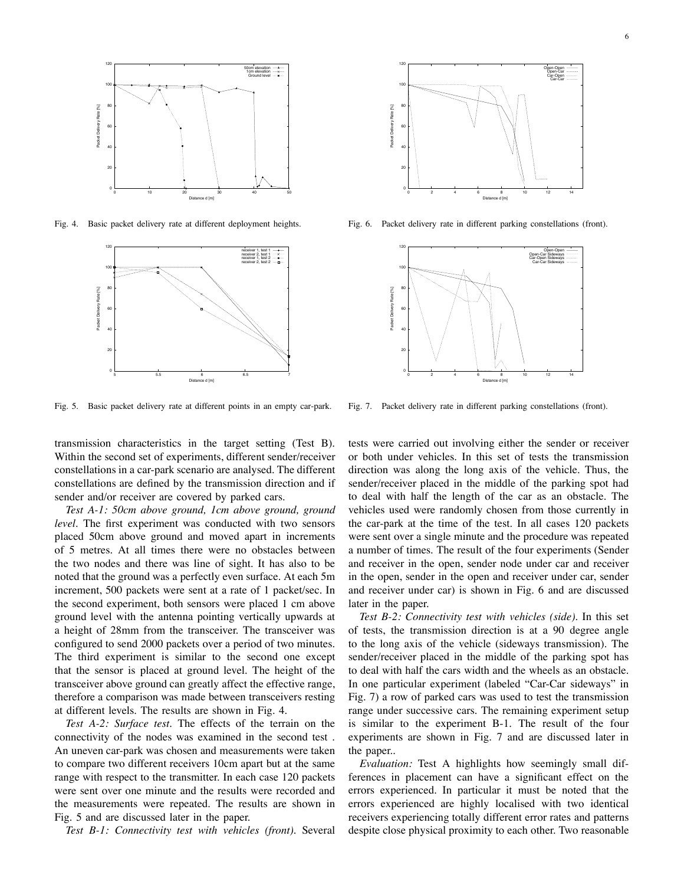Fig. 4. Basic packet delivery rate at different deployment heights.

Fig. 5. Basic packet delivery rate at different points in an empty car-park.

Fig. 6. Packet delivery rate in different parking constellations (front).

Fig. 7. Packet delivery rate in different parking constellations (front).

transmission characteristics in the target setting (Test B). Within the second set of experiments, different sender/receiver constellations in a car-park scenario are analysed. The different constellations are defined by the transmission direction and if sender and/or receiver are covered by parked cars.

*Test A-1: 50cm above ground, 1cm above ground, ground level*. The first experiment was conducted with two sensors placed 50cm above ground and moved apart in increments of 5 metres. At all times there were no obstacles between the two nodes and there was line of sight. It has also to be noted that the ground was a perfectly even surface. At each 5m increment, 500 packets were sent at a rate of 1 packet/sec. In the second experiment, both sensors were placed 1 cm above ground level with the antenna pointing vertically upwards at a height of 28mm from the transceiver. The transceiver was configured to send 2000 packets over a period of two minutes. The third experiment is similar to the second one except that the sensor is placed at ground level. The height of the transceiver above ground can greatly affect the effective range, therefore a comparison was made between transceivers resting at different levels. The results are shown in Fig. 4.

*Test A-2: Surface test*. The effects of the terrain on the connectivity of the nodes was examined in the second test . An uneven car-park was chosen and measurements were taken to compare two different receivers 10cm apart but at the same range with respect to the transmitter. In each case 120 packets were sent over one minute and the results were recorded and the measurements were repeated. The results are shown in Fig. 5 and are discussed later in the paper.

*Test B-1: Connectivity test with vehicles (front)*. Several tests were carried out involving either the sender or receiver or both under vehicles. In this set of tests the transmission direction was along the long axis of the vehicle. Thus, the sender/receiver placed in the middle of the parking spot had to deal with half the length of the car as an obstacle. The vehicles used were randomly chosen from those currently in the car-park at the time of the test. In all cases 120 packets were sent over a single minute and the procedure was repeated a number of times. The result of the four experiments (Sender and receiver in the open, sender node under car and receiver in the open, sender in the open and receiver under car, sender and receiver under car) is shown in Fig. 6 and are discussed later in the paper.

*Test B-2: Connectivity test with vehicles (side)*. In this set of tests, the transmission direction is at a 90 degree angle to the long axis of the vehicle (sideways transmission). The sender/receiver placed in the middle of the parking spot has to deal with half the cars width and the wheels as an obstacle. In one particular experiment (labeled "Car-Car sideways" in Fig. 7) a row of parked cars was used to test the transmission range under successive cars. The remaining experiment setup is similar to the experiment B-1. The result of the four experiments are shown in Fig. 7 and are discussed later in the paper..

*Evaluation:* Test A highlights how seemingly small differences in placement can have a significant effect on the errors experienced. In particular it must be noted that the errors experienced are highly localised with two identical receivers experiencing totally different error rates and patterns despite close physical proximity to each other. Two reasonable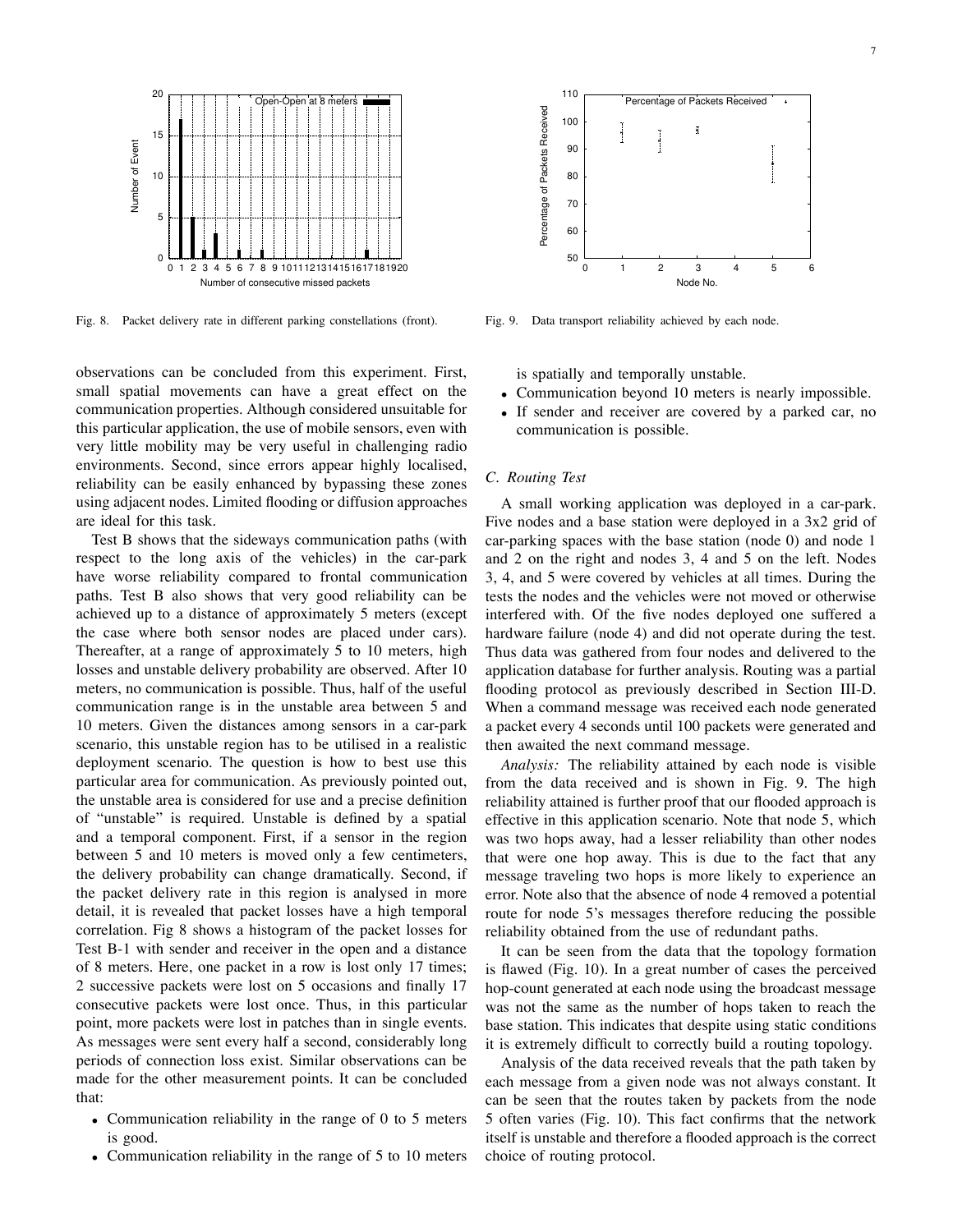Fig. 8. Packet delivery rate in different parking constellations (front).

Fig. 9. Data transport reliability achieved by each node.

observations can be concluded from this experiment. First, small spatial movements can have a great effect on the communication properties. Although considered unsuitable for this particular application, the use of mobile sensors, even with very little mobility may be very useful in challenging radio environments. Second, since errors appear highly localised, reliability can be easily enhanced by bypassing these zones using adjacent nodes. Limited flooding or diffusion approaches are ideal for this task.

Test B shows that the sideways communication paths (with respect to the long axis of the vehicles) in the car-park have worse reliability compared to frontal communication paths. Test B also shows that very good reliability can be achieved up to a distance of approximately 5 meters (except the case where both sensor nodes are placed under cars). Thereafter, at a range of approximately 5 to 10 meters, high losses and unstable delivery probability are observed. After 10 meters, no communication is possible. Thus, half of the useful communication range is in the unstable area between 5 and 10 meters. Given the distances among sensors in a car-park scenario, this unstable region has to be utilised in a realistic deployment scenario. The question is how to best use this particular area for communication. As previously pointed out, the unstable area is considered for use and a precise definition of "unstable" is required. Unstable is defined by a spatial and a temporal component. First, if a sensor in the region between 5 and 10 meters is moved only a few centimeters, the delivery probability can change dramatically. Second, if the packet delivery rate in this region is analysed in more detail, it is revealed that packet losses have a high temporal correlation. Fig 8 shows a histogram of the packet losses for Test B-1 with sender and receiver in the open and a distance of 8 meters. Here, one packet in a row is lost only 17 times; 2 successive packets were lost on 5 occasions and finally 17 consecutive packets were lost once. Thus, in this particular point, more packets were lost in patches than in single events. As messages were sent every half a second, considerably long periods of connection loss exist. Similar observations can be made for the other measurement points. It can be concluded that:

- Communication reliability in the range of 0 to 5 meters is good.
- Communication reliability in the range of 5 to 10 meters is spatially and temporally unstable.
- Communication beyond 10 meters is nearly impossible.
- If sender and receiver are covered by a parked car, no communication is possible.

### C. Routing Test

A small working application was deployed in a car-park. Five nodes and a base station were deployed in a 3x2 grid of car-parking spaces with the base station (node 0) and node 1 and 2 on the right and nodes 3, 4 and 5 on the left. Nodes 3, 4, and 5 were covered by vehicles at all times. During the tests the nodes and the vehicles were not moved or otherwise interfered with. Of the five nodes deployed one suffered a hardware failure (node 4) and did not operate during the test. Thus data was gathered from four nodes and delivered to the application database for further analysis. Routing was a partial flooding protocol as previously described in Section III-D. When a command message was received each node generated a packet every 4 seconds until 100 packets were generated and then awaited the next command message.

*Analysis:* The reliability attained by each node is visible from the data received and is shown in Fig. 9. The high reliability attained is further proof that our flooded approach is effective in this application scenario. Note that node 5, which was two hops away, had a lesser reliability than other nodes that were one hop away. This is due to the fact that any message traveling two hops is more likely to experience an error. Note also that the absence of node 4 removed a potential route for node 5's messages therefore reducing the possible reliability obtained from the use of redundant paths.

It can be seen from the data that the topology formation is flawed (Fig. 10). In a great number of cases the perceived hop-count generated at each node using the broadcast message was not the same as the number of hops taken to reach the base station. This indicates that despite using static conditions it is extremely difficult to correctly build a routing topology.

Analysis of the data received reveals that the path taken by each message from a given node was not always constant. It can be seen that the routes taken by packets from the node 5 often varies (Fig. 10). This fact confirms that the network itself is unstable and therefore a flooded approach is the correct choice of routing protocol.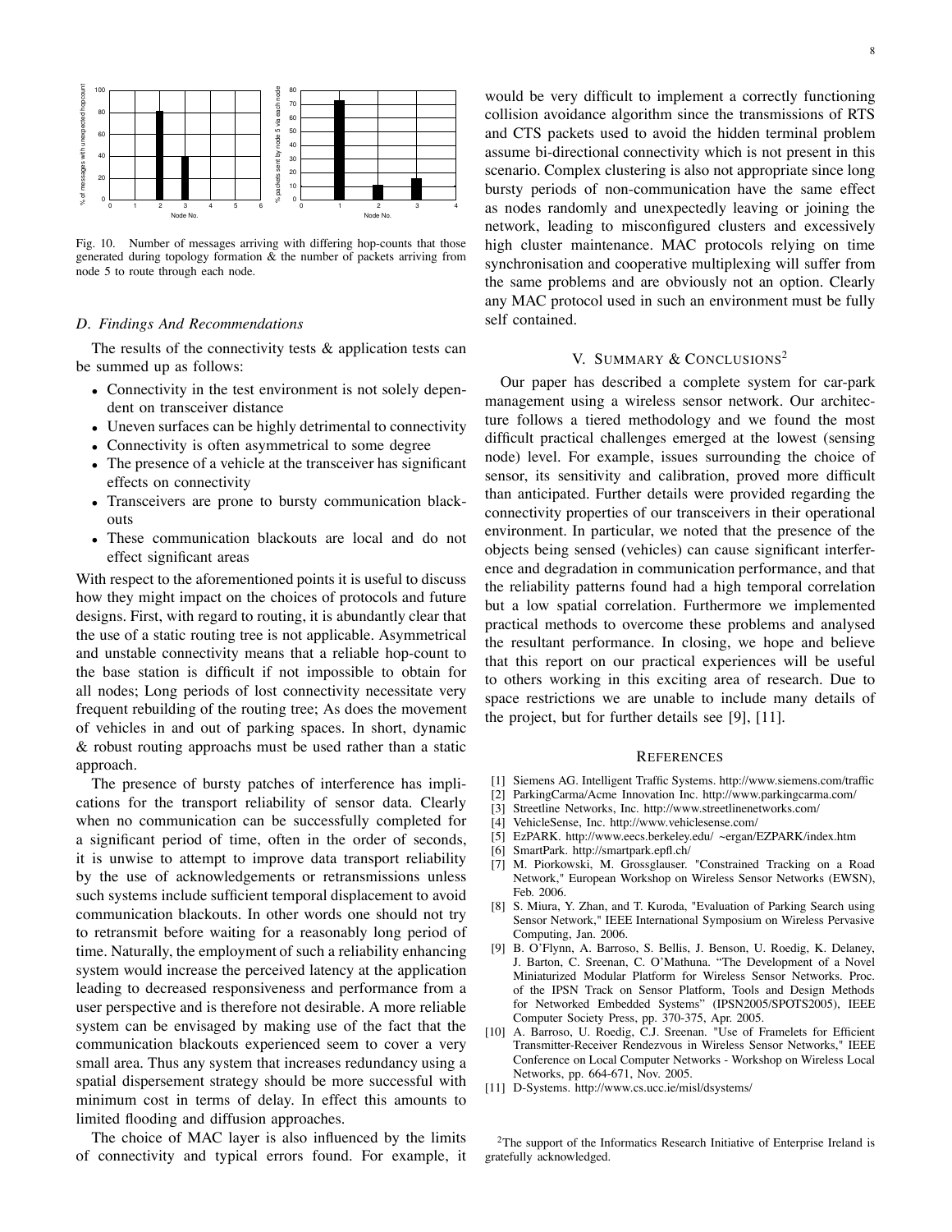% of messages with unexpected hopcount

100
80
60
40
20
0

0 1 2 3 4 5 6

Node No.

% packets sent by node 5 via each node

80
70
60
50
40
30
20
10
0

0 1 2 3 4

Node No.

Fig. 10. Number of messages arriving with differing hop-counts that those generated during topology formation & the number of packets arriving from node 5 to route through each node.

### D. Findings And Recommendations

The results of the connectivity tests & application tests can be summed up as follows:

- Connectivity in the test environment is not solely dependent on transceiver distance
- Uneven surfaces can be highly detrimental to connectivity
- Connectivity is often asymmetrical to some degree
- The presence of a vehicle at the transceiver has significant effects on connectivity
- Transceivers are prone to bursty communication blackouts
- These communication blackouts are local and do not effect significant areas

With respect to the aforementioned points it is useful to discuss how they might impact on the choices of protocols and future designs. First, with regard to routing, it is abundantly clear that the use of a static routing tree is not applicable. Asymmetrical and unstable connectivity means that a reliable hop-count to the base station is difficult if not impossible to obtain for all nodes; Long periods of lost connectivity necessitate very frequent rebuilding of the routing tree; As does the movement of vehicles in and out of parking spaces. In short, dynamic & robust routing approachs must be used rather than a static approach.

The presence of bursty patches of interference has implications for the transport reliability of sensor data. Clearly when no communication can be successfully completed for a significant period of time, often in the order of seconds, it is unwise to attempt to improve data transport reliability by the use of acknowledgements or retransmissions unless such systems include sufficient temporal displacement to avoid communication blackouts. In other words one should not try to retransmit before waiting for a reasonably long period of time. Naturally, the employment of such a reliability enhancing system would increase the perceived latency at the application leading to decreased responsiveness and performance from a user perspective and is therefore not desirable. A more reliable system can be envisaged by making use of the fact that the communication blackouts experienced seem to cover a very small area. Thus any system that increases redundancy using a spatial dispersement strategy should be more successful with minimum cost in terms of delay. In effect this amounts to limited flooding and diffusion approaches.

The choice of MAC layer is also influenced by the limits of connectivity and typical errors found. For example, it would be very difficult to implement a correctly functioning collision avoidance algorithm since the transmissions of RTS and CTS packets used to avoid the hidden terminal problem assume bi-directional connectivity which is not present in this scenario. Complex clustering is also not appropriate since long bursty periods of non-communication have the same effect as nodes randomly and unexpectedly leaving or joining the network, leading to misconfigured clusters and excessively high cluster maintenance. MAC protocols relying on time synchronisation and cooperative multiplexing will suffer from the same problems and are obviously not an option. Clearly any MAC protocol used in such an environment must be fully self contained.

## V. Summary & Conclusions[2]

Our paper has described a complete system for car-park management using a wireless sensor network. Our architecture follows a tiered methodology and we found the most difficult practical challenges emerged at the lowest (sensing node) level. For example, issues surrounding the choice of sensor, its sensitivity and calibration, proved more difficult than anticipated. Further details were provided regarding the connectivity properties of our transceivers in their operational environment. In particular, we noted that the presence of the objects being sensed (vehicles) can cause significant interference and degradation in communication performance, and that the reliability patterns found had a high temporal correlation but a low spatial correlation. Furthermore we implemented practical methods to overcome these problems and analysed the resultant performance. In closing, we hope and believe that this report on our practical experiences will be useful to others working in this exciting area of research. Due to space restrictions we are unable to include many details of the project, but for further details see [9], [11].

## References

[1] Siemens AG. Intelligent Traffic Systems. http://www.siemens.com/traffic
[2] ParkingCarma/Acme Innovation Inc. http://www.parkingcarma.com/
[3] Streetline Networks, Inc. http://www.streetlinenetworks.com/
[4] VehicleSense, Inc. http://www.vehiclesense.com/
[5] EzPARK. http://www.eecs.berkeley.edu/ ~ergan/EZPARK/index.htm
[6] SmartPark. http://smartpark.epfl.ch/
[7] M. Piorkowski, M. Grossglauser. "Constrained Tracking on a Road Network," European Workshop on Wireless Sensor Networks (EWSN), Feb. 2006.
[8] S. Miura, Y. Zhan, and T. Kuroda, "Evaluation of Parking Search using Sensor Network," IEEE International Symposium on Wireless Pervasive Computing, Jan. 2006.
[9] B. O'Flynn, A. Barroso, S. Bellis, J. Benson, U. Roedig, K. Delaney, J. Barton, C. Sreenan, C. O'Mathuna. "The Development of a Novel Miniaturized Modular Platform for Wireless Sensor Networks. Proc. of the IPSN Track on Sensor Platform, Tools and Design Methods for Networked Embedded Systems" (IPSN2005/SPOTS2005), IEEE Computer Society Press, pp. 370-375, Apr. 2005.
[10] A. Barroso, U. Roedig, C.J. Sreenan. "Use of Framelets for Efficient Transmitter-Receiver Rendezvous in Wireless Sensor Networks," IEEE Conference on Local Computer Networks - Workshop on Wireless Local Networks, pp. 664-671, Nov. 2005.
[11] D-Systems. http://www.cs.ucc.ie/misl/dsystems/

[2]The support of the Informatics Research Initiative of Enterprise Ireland is gratefully acknowledged.